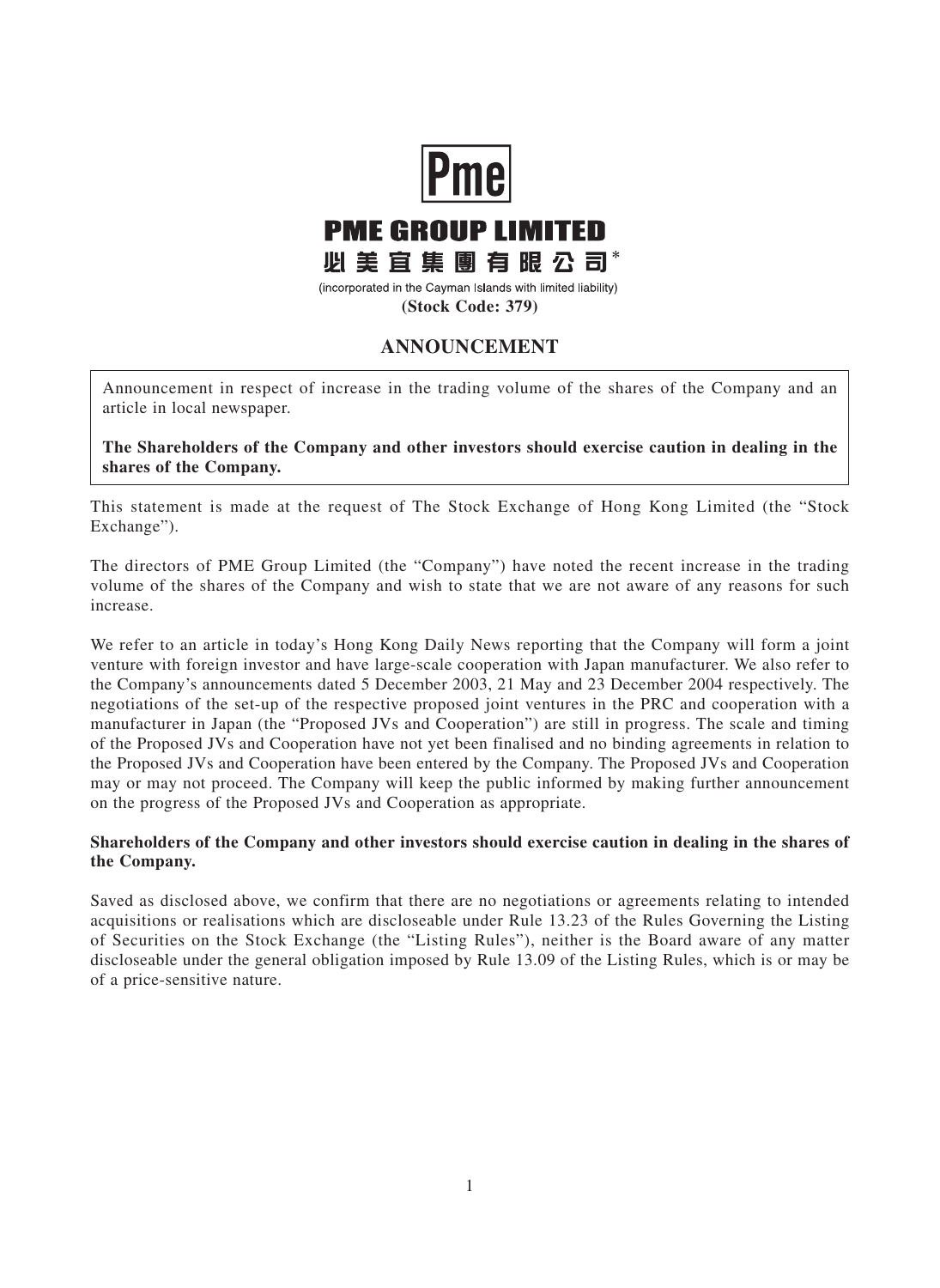Pme

# PME GROUP LIMITED

# 必美宜集團有限公司*

(incorporated in the Cayman Islands with limited liability)

**(Stock Code: 379)**

## ANNOUNCEMENT

Announcement in respect of increase in the trading volume of the shares of the Company and an article in local newspaper.

**The Shareholders of the Company and other investors should exercise caution in dealing in the shares of the Company.**

This statement is made at the request of The Stock Exchange of Hong Kong Limited (the "Stock Exchange").

The directors of PME Group Limited (the "Company") have noted the recent increase in the trading volume of the shares of the Company and wish to state that we are not aware of any reasons for such increase.

We refer to an article in today's Hong Kong Daily News reporting that the Company will form a joint venture with foreign investor and have large-scale cooperation with Japan manufacturer. We also refer to the Company's announcements dated 5 December 2003, 21 May and 23 December 2004 respectively. The negotiations of the set-up of the respective proposed joint ventures in the PRC and cooperation with a manufacturer in Japan (the "Proposed JVs and Cooperation") are still in progress. The scale and timing of the Proposed JVs and Cooperation have not yet been finalised and no binding agreements in relation to the Proposed JVs and Cooperation have been entered by the Company. The Proposed JVs and Cooperation may or may not proceed. The Company will keep the public informed by making further announcement on the progress of the Proposed JVs and Cooperation as appropriate.

**Shareholders of the Company and other investors should exercise caution in dealing in the shares of the Company.**

Saved as disclosed above, we confirm that there are no negotiations or agreements relating to intended acquisitions or realisations which are discloseable under Rule 13.23 of the Rules Governing the Listing of Securities on the Stock Exchange (the "Listing Rules"), neither is the Board aware of any matter discloseable under the general obligation imposed by Rule 13.09 of the Listing Rules, which is or may be of a price-sensitive nature.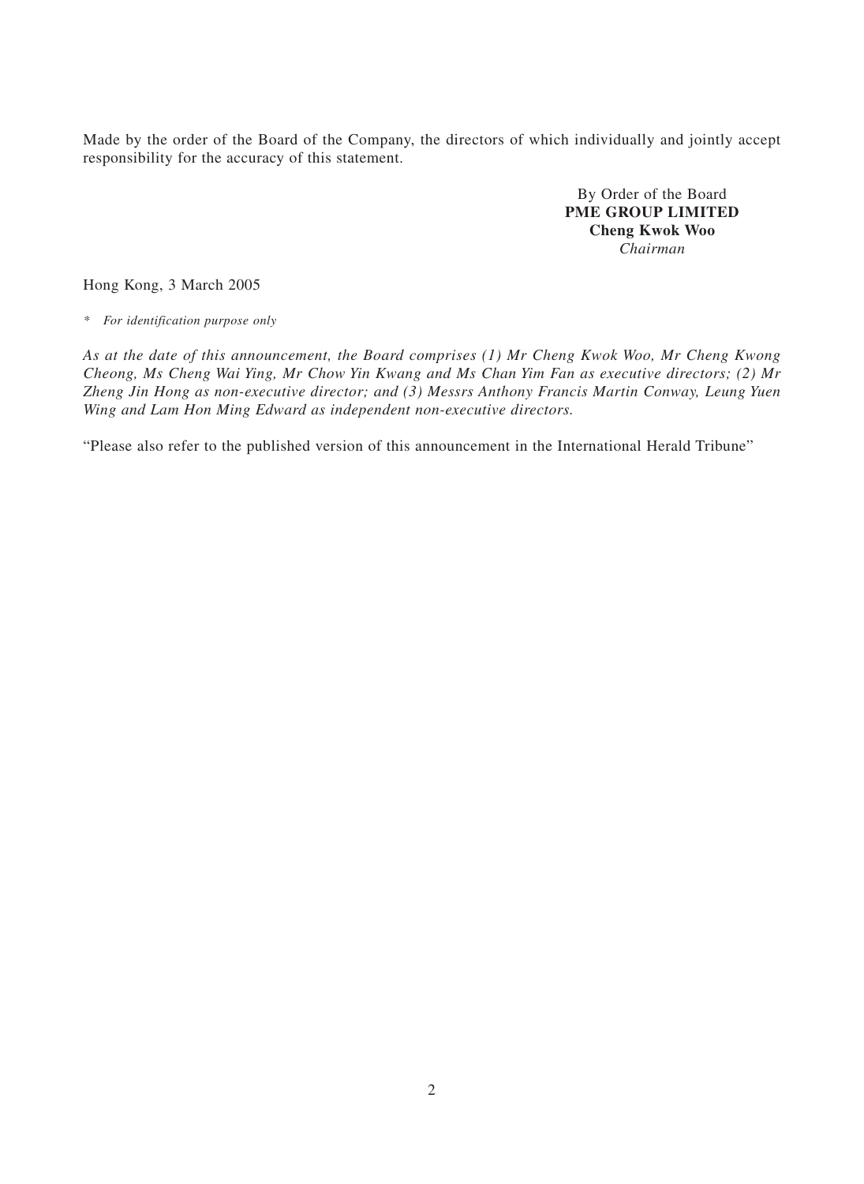Made by the order of the Board of the Company, the directors of which individually and jointly accept responsibility for the accuracy of this statement.

By Order of the Board
**PME GROUP LIMITED**
**Cheng Kwok Woo**
*Chairman*

Hong Kong, 3 March 2005

\* *For identification purpose only*

*As at the date of this announcement, the Board comprises (1) Mr Cheng Kwok Woo, Mr Cheng Kwong Cheong, Ms Cheng Wai Ying, Mr Chow Yin Kwang and Ms Chan Yim Fan as executive directors; (2) Mr Zheng Jin Hong as non-executive director; and (3) Messrs Anthony Francis Martin Conway, Leung Yuen Wing and Lam Hon Ming Edward as independent non-executive directors.*

"Please also refer to the published version of this announcement in the International Herald Tribune"